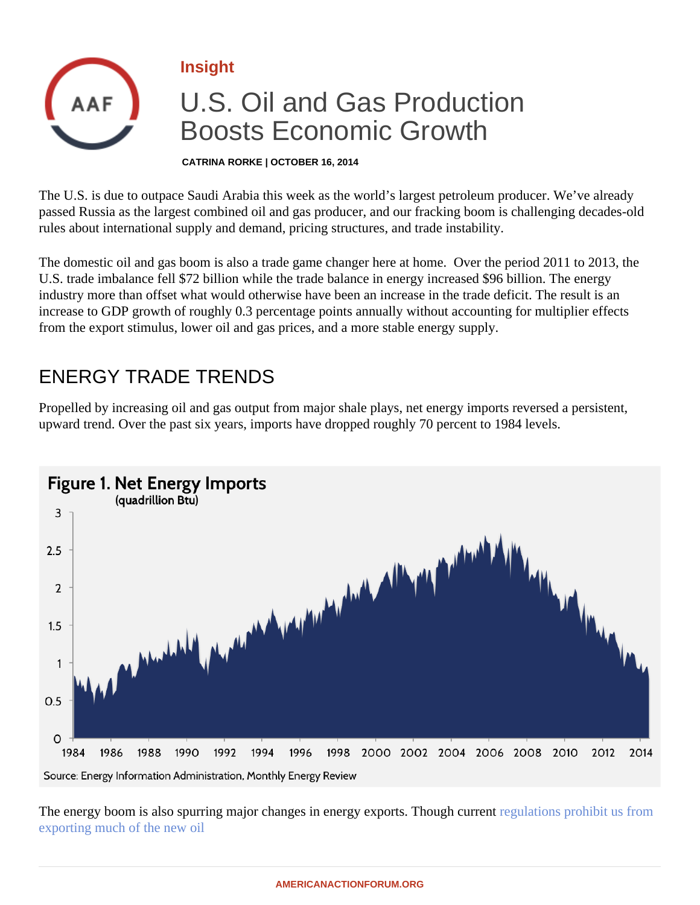Insight

# U.S. Oil and Gas Production Boosts Economic Growth

**CATRINA RORKE | OCTOBER 16, 2014**

The U.S. is due to outpace Saudi Arabia this week as the world's largest petroleum producer. We've already passed Russia as the largest combined oil and gas producer, and our fracking boom is challenging decades-old rules about international supply and demand, pricing structures, and trade instability.

The domestic oil and gas boom is also a trade game changer here at home. Over the period 2011 to 2013, the U.S. trade imbalance fell $72 billion while the trade balance in energy increased $96 billion. The energy industry more than offset what would otherwise have been an increase in the trade deficit. The result is an increase to GDP growth of roughly 0.3 percentage points annually without accounting for multiplier effects from the export stimulus, lower oil and gas prices, and a more stable energy supply.

## ENERGY TRADE TRENDS

Propelled by increasing oil and gas output from major shale plays, net energy imports reversed a persistent, upward trend. Over the past six years, imports have dropped roughly 70 percent to 1984 levels.

**Figure 1. Net Energy Imports**
(quadrillion Btu)

Source: Energy Information Administration, Monthly Energy Review

The energy boom is also spurring major changes in energy exports. Though current regulations prohibit us from exporting much of the new oil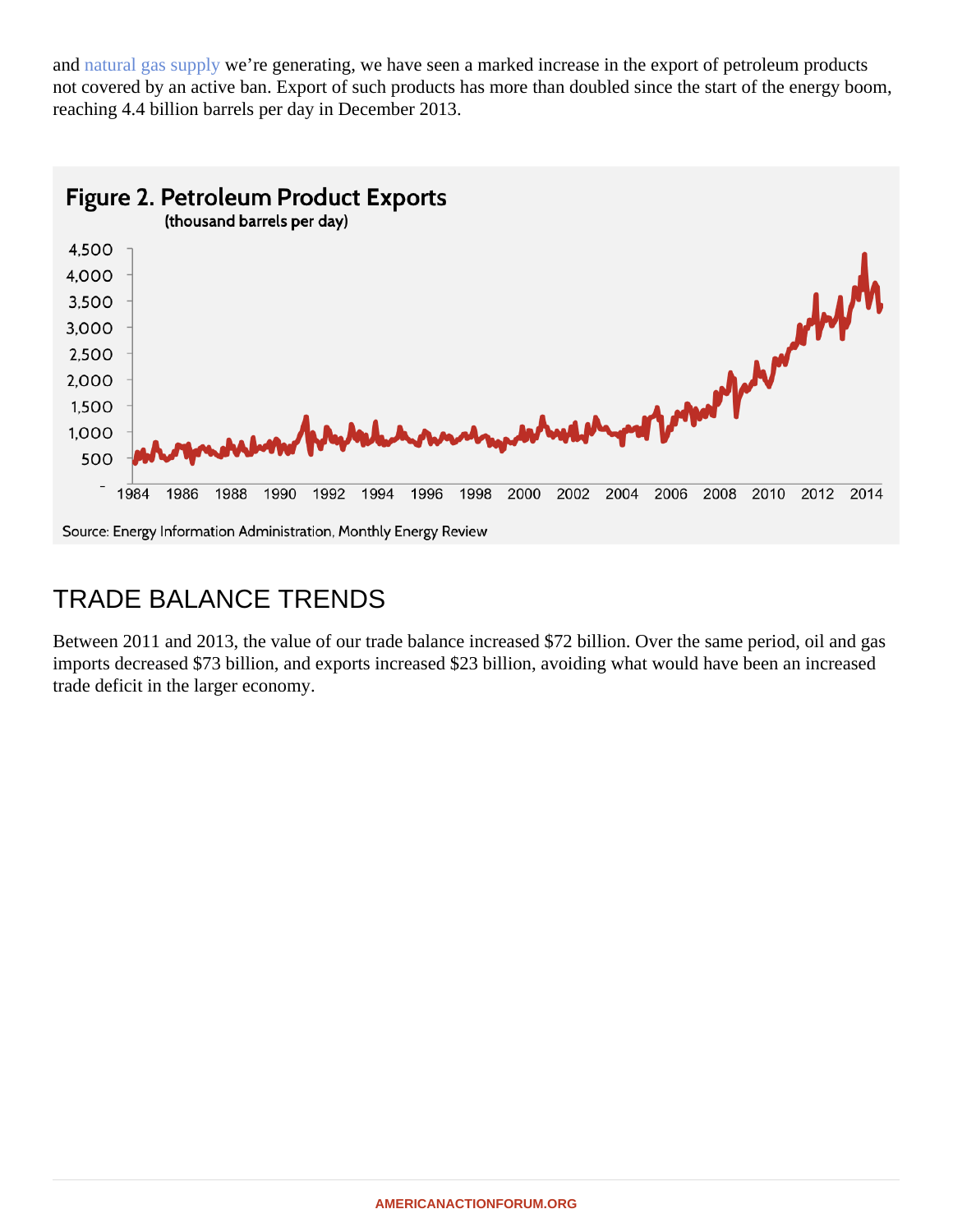and natural gas supply we're generating, we have seen a marked increase in the export of petroleum products not covered by an active ban. Export of such products has more than doubled since the start of the energy boom, reaching 4.4 billion barrels per day in December 2013.

**Figure 2. Petroleum Product Exports**
(thousand barrels per day)

Source: Energy Information Administration, Monthly Energy Review

## TRADE BALANCE TRENDS

Between 2011 and 2013, the value of our trade balance increased $72 billion. Over the same period, oil and gas imports decreased $73 billion, and exports increased $23 billion, avoiding what would have been an increased trade deficit in the larger economy.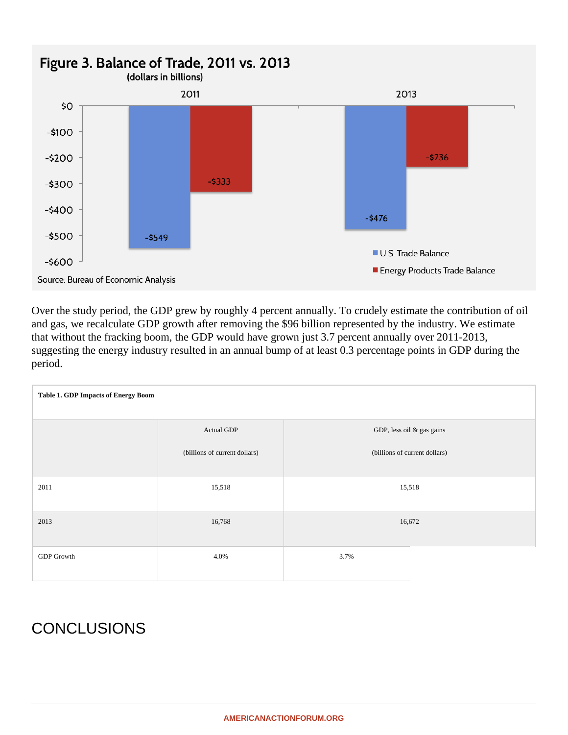## Figure 3. Balance of Trade, 2011 vs. 2013

(dollars in billions)

| | U.S. Trade Balance | Energy Products Trade Balance |
|---|---|---|
| 2011 | -$549 | -$333 |
| 2013 | -$476 | -$236 |

Source: Bureau of Economic Analysis

Over the study period, the GDP grew by roughly 4 percent annually. To crudely estimate the contribution of oil and gas, we recalculate GDP growth after removing the $96 billion represented by the industry. We estimate that without the fracking boom, the GDP would have grown just 3.7 percent annually over 2011-2013, suggesting the energy industry resulted in an annual bump of at least 0.3 percentage points in GDP during the period.

**Table 1. GDP Impacts of Energy Boom**

| | Actual GDP (billions of current dollars) | GDP, less oil & gas gains (billions of current dollars) |
|---|---|---|
| 2011 | 15,518 | 15,518 |
| 2013 | 16,768 | 16,672 |
| GDP Growth | 4.0% | 3.7% |

# CONCLUSIONS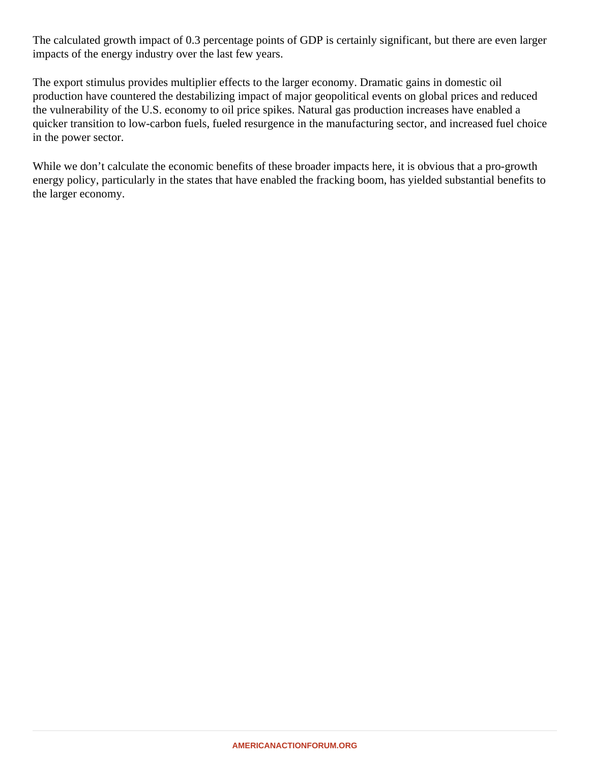The calculated growth impact of 0.3 percentage points of GDP is certainly significant, but there are even larger impacts of the energy industry over the last few years.

The export stimulus provides multiplier effects to the larger economy. Dramatic gains in domestic oil production have countered the destabilizing impact of major geopolitical events on global prices and reduced the vulnerability of the U.S. economy to oil price spikes. Natural gas production increases have enabled a quicker transition to low-carbon fuels, fueled resurgence in the manufacturing sector, and increased fuel choice in the power sector.

While we don't calculate the economic benefits of these broader impacts here, it is obvious that a pro-growth energy policy, particularly in the states that have enabled the fracking boom, has yielded substantial benefits to the larger economy.